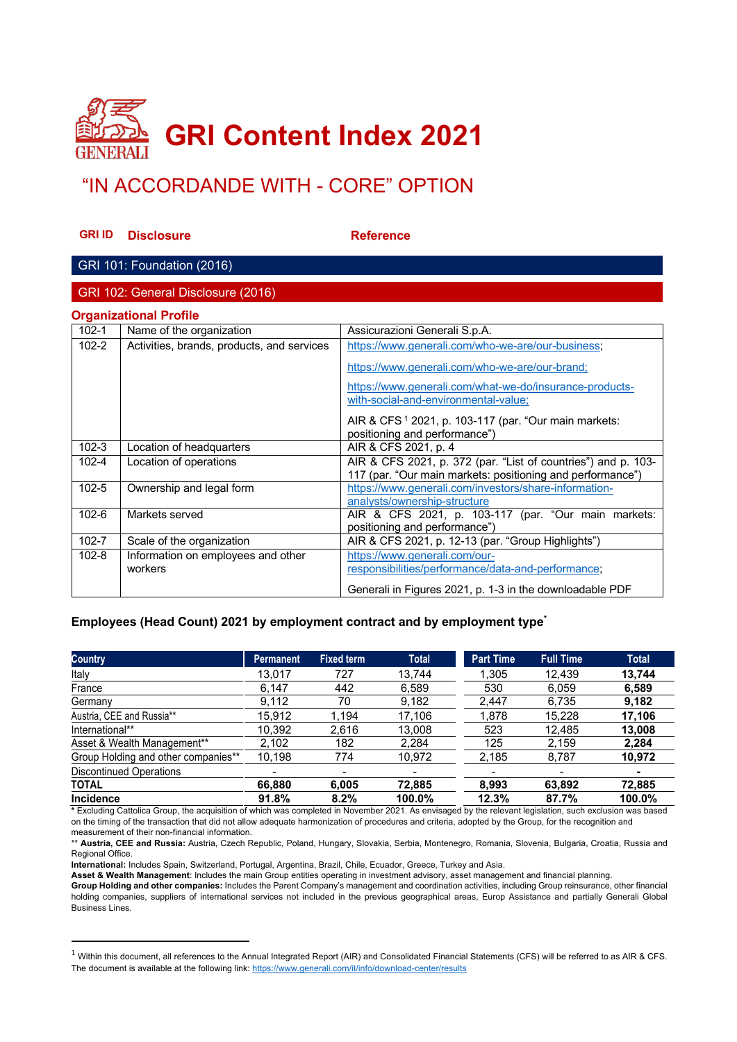# GRI Content Index 2021

## "IN ACCORDANDE WITH - CORE" OPTION

| GRI ID | Disclosure | Reference |
|---|---|---|
| **GRI 101: Foundation (2016)** | | |
| **GRI 102: General Disclosure (2016)** | | |

### Organizational Profile

| GRI ID | Disclosure | Reference |
|---|---|---|
| 102-1 | Name of the organization | Assicurazioni Generali S.p.A. |
| 102-2 | Activities, brands, products, and services | https://www.generali.com/who-we-are/our-business; https://www.generali.com/who-we-are/our-brand; https://www.generali.com/what-we-do/insurance-products-with-social-and-environmental-value; AIR & CFS [1] 2021, p. 103-117 (par. "Our main markets: positioning and performance") |
| 102-3 | Location of headquarters | AIR & CFS 2021, p. 4 |
| 102-4 | Location of operations | AIR & CFS 2021, p. 372 (par. "List of countries") and p. 103-117 (par. "Our main markets: positioning and performance") |
| 102-5 | Ownership and legal form | https://www.generali.com/investors/share-information-analysts/ownership-structure |
| 102-6 | Markets served | AIR & CFS 2021, p. 103-117 (par. "Our main markets: positioning and performance") |
| 102-7 | Scale of the organization | AIR & CFS 2021, p. 12-13 (par. "Group Highlights") |
| 102-8 | Information on employees and other workers | https://www.generali.com/our-responsibilities/performance/data-and-performance; Generali in Figures 2021, p. 1-3 in the downloadable PDF |

**Employees (Head Count) 2021 by employment contract and by employment type***

| Country | Permanent | Fixed term | Total | Part Time | Full Time | Total |
|---|---|---|---|---|---|---|
| Italy | 13,017 | 727 | 13,744 | 1,305 | 12,439 | **13,744** |
| France | 6,147 | 442 | 6,589 | 530 | 6,059 | **6,589** |
| Germany | 9,112 | 70 | 9,182 | 2,447 | 6,735 | **9,182** |
| Austria, CEE and Russia** | 15,912 | 1,194 | 17,106 | 1,878 | 15,228 | **17,106** |
| International** | 10,392 | 2,616 | 13,008 | 523 | 12,485 | **13,008** |
| Asset & Wealth Management** | 2,102 | 182 | 2,284 | 125 | 2,159 | **2,284** |
| Group Holding and other companies** | 10,198 | 774 | 10,972 | 2,185 | 8,787 | **10,972** |
| Discontinued Operations | - | - | - | - | - | **-** |
| **TOTAL** | **66,880** | **6,005** | **72,885** | **8,993** | **63,892** | **72,885** |
| **Incidence** | **91.8%** | **8.2%** | **100.0%** | **12.3%** | **87.7%** | **100.0%** |

**\*** Excluding Cattolica Group, the acquisition of which was completed in November 2021. As envisaged by the relevant legislation, such exclusion was based on the timing of the transaction that did not allow adequate harmonization of procedures and criteria, adopted by the Group, for the recognition and measurement of their non-financial information.

\*\* **Austria, CEE and Russia:** Austria, Czech Republic, Poland, Hungary, Slovakia, Serbia, Montenegro, Romania, Slovenia, Bulgaria, Croatia, Russia and Regional Office.

**International:** Includes Spain, Switzerland, Portugal, Argentina, Brazil, Chile, Ecuador, Greece, Turkey and Asia.

**Asset & Wealth Management**: Includes the main Group entities operating in investment advisory, asset management and financial planning.

**Group Holding and other companies:** Includes the Parent Company's management and coordination activities, including Group reinsurance, other financial holding companies, suppliers of international services not included in the previous geographical areas, Europ Assistance and partially Generali Global Business Lines.

[1] Within this document, all references to the Annual Integrated Report (AIR) and Consolidated Financial Statements (CFS) will be referred to as AIR & CFS. The document is available at the following link: https://www.generali.com/it/info/download-center/results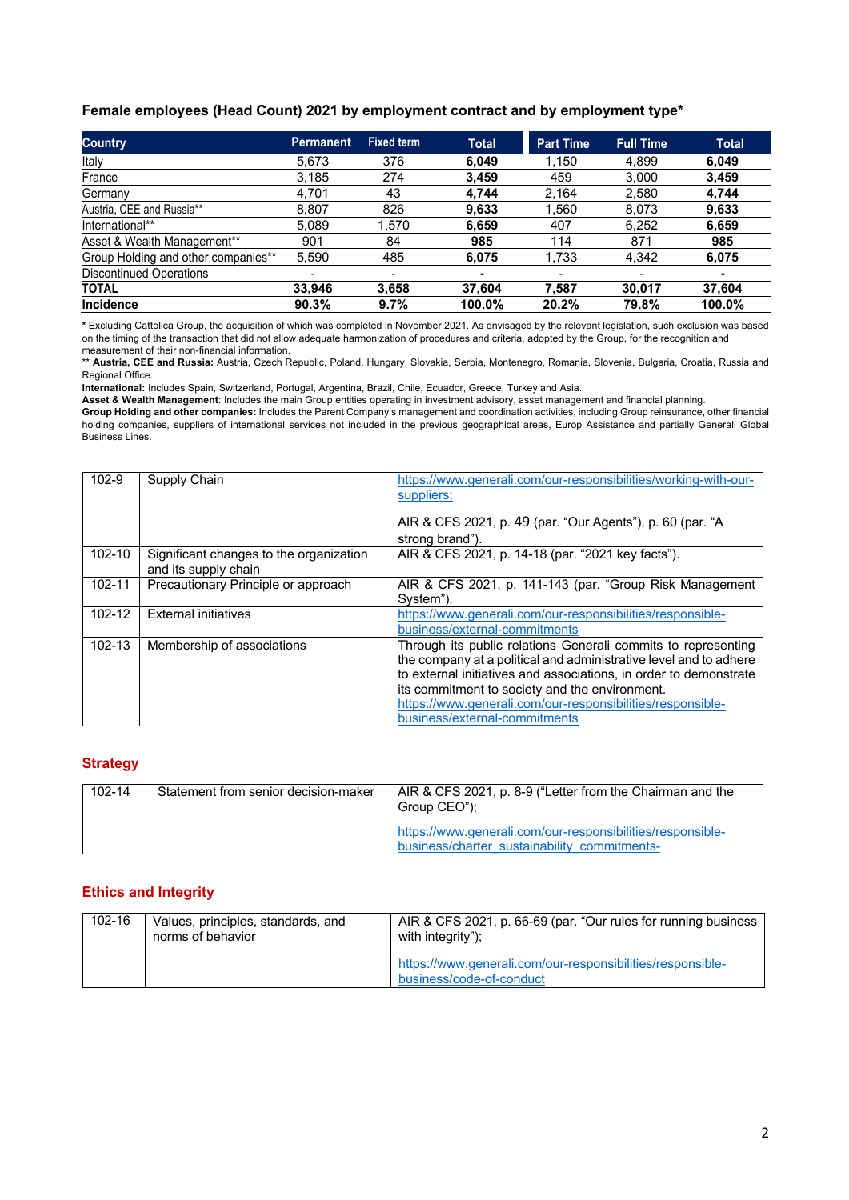**Female employees (Head Count) 2021 by employment contract and by employment type***

| Country | Permanent | Fixed term | Total | Part Time | Full Time | Total |
|---|---|---|---|---|---|---|
| Italy | 5,673 | 376 | **6,049** | 1,150 | 4,899 | **6,049** |
| France | 3,185 | 274 | **3,459** | 459 | 3,000 | **3,459** |
| Germany | 4,701 | 43 | **4,744** | 2,164 | 2,580 | **4,744** |
| Austria, CEE and Russia** | 8,807 | 826 | **9,633** | 1,560 | 8,073 | **9,633** |
| International** | 5,089 | 1,570 | **6,659** | 407 | 6,252 | **6,659** |
| Asset & Wealth Management** | 901 | 84 | **985** | 114 | 871 | **985** |
| Group Holding and other companies** | 5,590 | 485 | **6,075** | 1,733 | 4,342 | **6,075** |
| Discontinued Operations | - | - | **-** | - | - | **-** |
| **TOTAL** | **33,946** | **3,658** | **37,604** | **7,587** | **30,017** | **37,604** |
| **Incidence** | **90.3%** | **9.7%** | **100.0%** | **20.2%** | **79.8%** | **100.0%** |

* Excluding Cattolica Group, the acquisition of which was completed in November 2021. As envisaged by the relevant legislation, such exclusion was based on the timing of the transaction that did not allow adequate harmonization of procedures and criteria, adopted by the Group, for the recognition and measurement of their non-financial information.
** **Austria, CEE and Russia:** Austria, Czech Republic, Poland, Hungary, Slovakia, Serbia, Montenegro, Romania, Slovenia, Bulgaria, Croatia, Russia and Regional Office.
**International:** Includes Spain, Switzerland, Portugal, Argentina, Brazil, Chile, Ecuador, Greece, Turkey and Asia.
**Asset & Wealth Management**: Includes the main Group entities operating in investment advisory, asset management and financial planning.
**Group Holding and other companies:** Includes the Parent Company's management and coordination activities, including Group reinsurance, other financial holding companies, suppliers of international services not included in the previous geographical areas, Europ Assistance and partially Generali Global Business Lines.

| | | |
|---|---|---|
| 102-9 | Supply Chain | https://www.generali.com/our-responsibilities/working-with-our-suppliers; <br><br> AIR & CFS 2021, p. 49 (par. "Our Agents"), p. 60 (par. "A strong brand"). |
| 102-10 | Significant changes to the organization and its supply chain | AIR & CFS 2021, p. 14-18 (par. "2021 key facts"). |
| 102-11 | Precautionary Principle or approach | AIR & CFS 2021, p. 141-143 (par. "Group Risk Management System"). |
| 102-12 | External initiatives | https://www.generali.com/our-responsibilities/responsible-business/external-commitments |
| 102-13 | Membership of associations | Through its public relations Generali commits to representing the company at a political and administrative level and to adhere to external initiatives and associations, in order to demonstrate its commitment to society and the environment. https://www.generali.com/our-responsibilities/responsible-business/external-commitments |

## Strategy

| | | |
|---|---|---|
| 102-14 | Statement from senior decision-maker | AIR & CFS 2021, p. 8-9 ("Letter from the Chairman and the Group CEO"); <br><br> https://www.generali.com/our-responsibilities/responsible-business/charter_sustainability_commitments- |

## Ethics and Integrity

| | | |
|---|---|---|
| 102-16 | Values, principles, standards, and norms of behavior | AIR & CFS 2021, p. 66-69 (par. "Our rules for running business with integrity"); <br><br> https://www.generali.com/our-responsibilities/responsible-business/code-of-conduct |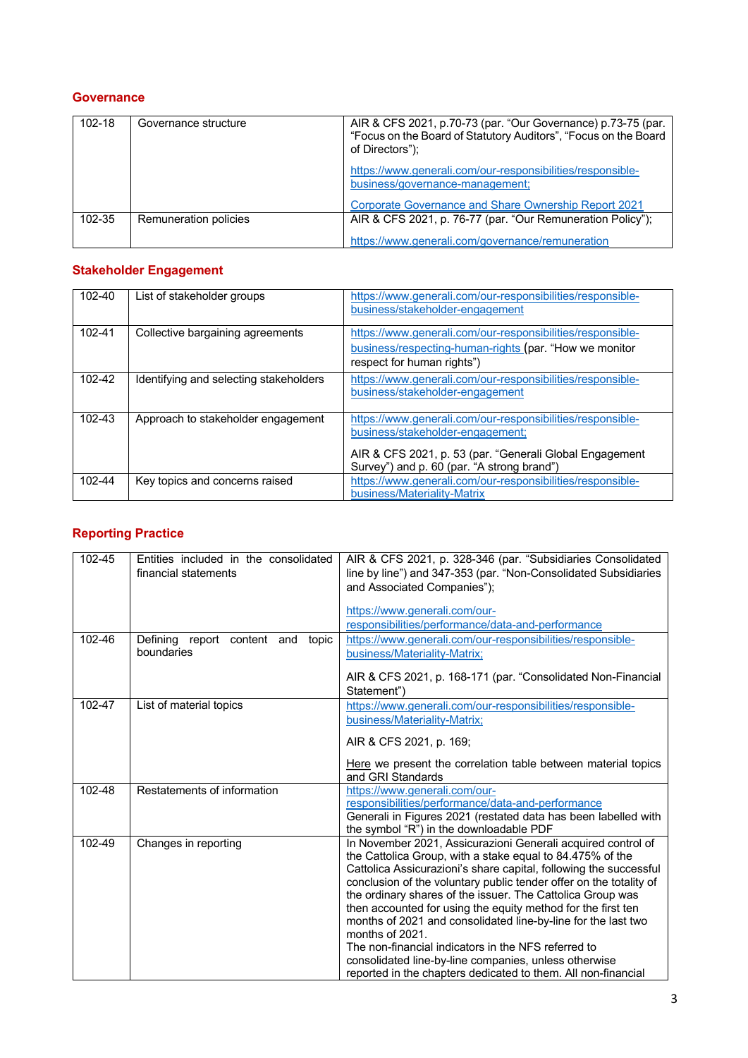## Governance

| | | |
|---|---|---|
| 102-18 | Governance structure | AIR & CFS 2021, p.70-73 (par. "Our Governance) p.73-75 (par. "Focus on the Board of Statutory Auditors", "Focus on the Board of Directors"); https://www.generali.com/our-responsibilities/responsible-business/governance-management; Corporate Governance and Share Ownership Report 2021 |
| 102-35 | Remuneration policies | AIR & CFS 2021, p. 76-77 (par. "Our Remuneration Policy"); https://www.generali.com/governance/remuneration |

## Stakeholder Engagement

| | | |
|---|---|---|
| 102-40 | List of stakeholder groups | https://www.generali.com/our-responsibilities/responsible-business/stakeholder-engagement |
| 102-41 | Collective bargaining agreements | https://www.generali.com/our-responsibilities/responsible-business/respecting-human-rights (par. "How we monitor respect for human rights") |
| 102-42 | Identifying and selecting stakeholders | https://www.generali.com/our-responsibilities/responsible-business/stakeholder-engagement |
| 102-43 | Approach to stakeholder engagement | https://www.generali.com/our-responsibilities/responsible-business/stakeholder-engagement; AIR & CFS 2021, p. 53 (par. "Generali Global Engagement Survey") and p. 60 (par. "A strong brand") |
| 102-44 | Key topics and concerns raised | https://www.generali.com/our-responsibilities/responsible-business/Materiality-Matrix |

## Reporting Practice

| | | |
|---|---|---|
| 102-45 | Entities included in the consolidated financial statements | AIR & CFS 2021, p. 328-346 (par. "Subsidiaries Consolidated line by line") and 347-353 (par. "Non-Consolidated Subsidiaries and Associated Companies"); https://www.generali.com/our-responsibilities/performance/data-and-performance |
| 102-46 | Defining report content and topic boundaries | https://www.generali.com/our-responsibilities/responsible-business/Materiality-Matrix; AIR & CFS 2021, p. 168-171 (par. "Consolidated Non-Financial Statement") |
| 102-47 | List of material topics | https://www.generali.com/our-responsibilities/responsible-business/Materiality-Matrix; AIR & CFS 2021, p. 169; Here we present the correlation table between material topics and GRI Standards |
| 102-48 | Restatements of information | https://www.generali.com/our-responsibilities/performance/data-and-performance Generali in Figures 2021 (restated data has been labelled with the symbol "R") in the downloadable PDF |
| 102-49 | Changes in reporting | In November 2021, Assicurazioni Generali acquired control of the Cattolica Group, with a stake equal to 84.475% of the Cattolica Assicurazioni's share capital, following the successful conclusion of the voluntary public tender offer on the totality of the ordinary shares of the issuer. The Cattolica Group was then accounted for using the equity method for the first ten months of 2021 and consolidated line-by-line for the last two months of 2021. The non-financial indicators in the NFS referred to consolidated line-by-line companies, unless otherwise reported in the chapters dedicated to them. All non-financial |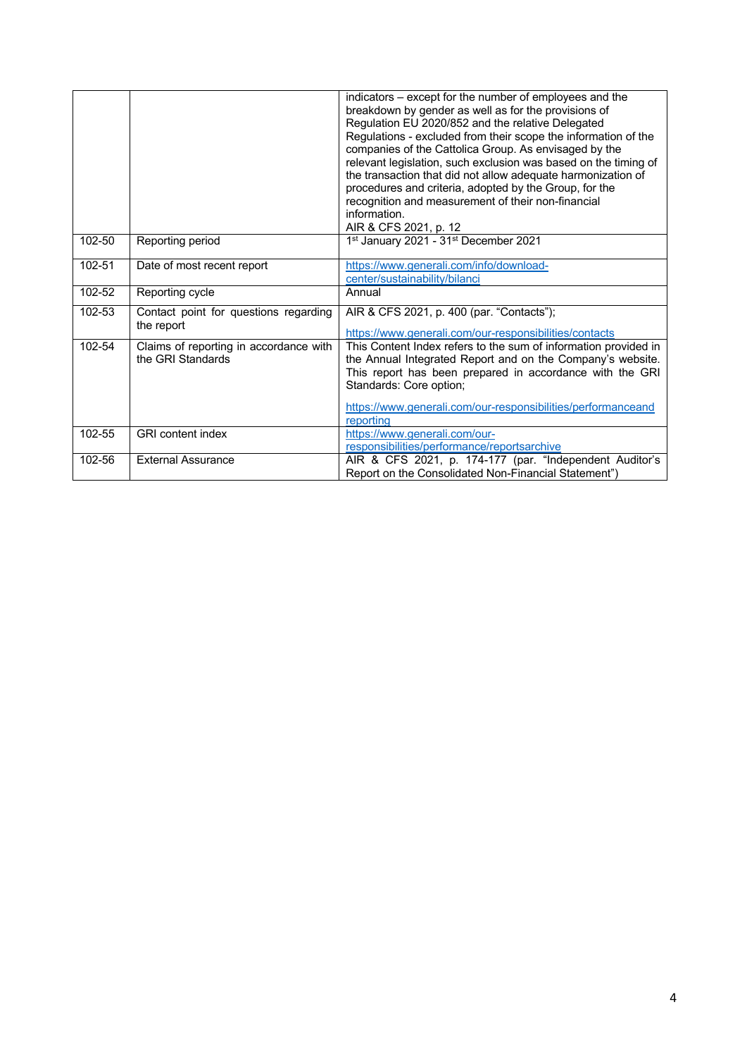| | | |
|---|---|---|
| | | indicators – except for the number of employees and the breakdown by gender as well as for the provisions of Regulation EU 2020/852 and the relative Delegated Regulations - excluded from their scope the information of the companies of the Cattolica Group. As envisaged by the relevant legislation, such exclusion was based on the timing of the transaction that did not allow adequate harmonization of procedures and criteria, adopted by the Group, for the recognition and measurement of their non-financial information.<br>AIR & CFS 2021, p. 12 |
| 102-50 | Reporting period | 1st January 2021 - 31st December 2021 |
| 102-51 | Date of most recent report | https://www.generali.com/info/download-center/sustainability/bilanci |
| 102-52 | Reporting cycle | Annual |
| 102-53 | Contact point for questions regarding the report | AIR & CFS 2021, p. 400 (par. "Contacts");<br><br>https://www.generali.com/our-responsibilities/contacts |
| 102-54 | Claims of reporting in accordance with the GRI Standards | This Content Index refers to the sum of information provided in the Annual Integrated Report and on the Company's website. This report has been prepared in accordance with the GRI Standards: Core option;<br><br>https://www.generali.com/our-responsibilities/performanceandreporting |
| 102-55 | GRI content index | https://www.generali.com/our-responsibilities/performance/reportsarchive |
| 102-56 | External Assurance | AIR & CFS 2021, p. 174-177 (par. "Independent Auditor's Report on the Consolidated Non-Financial Statement") |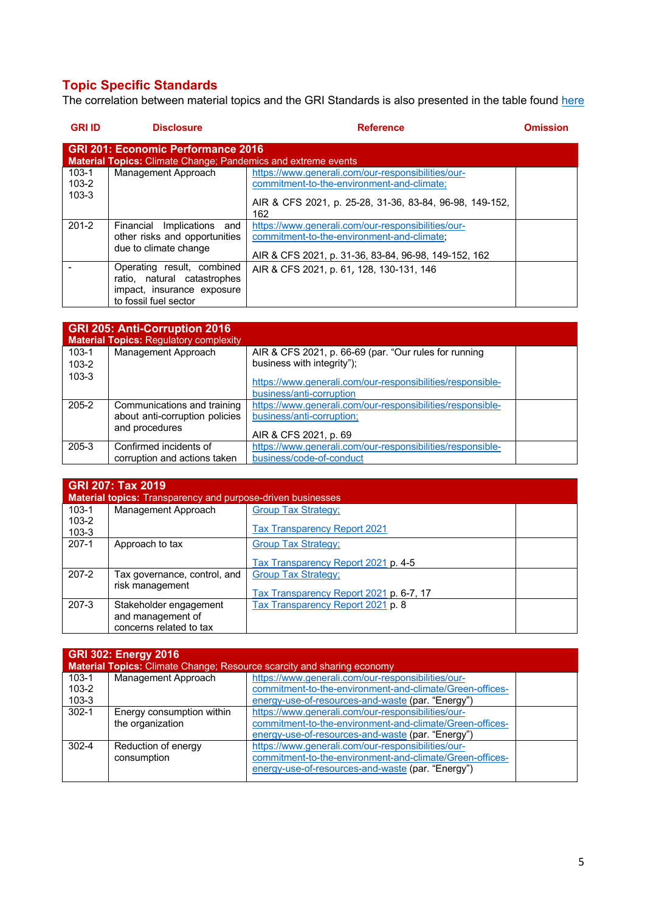## Topic Specific Standards

The correlation between material topics and the GRI Standards is also presented in the table found here

| GRI ID | Disclosure | Reference | Omission |
|---|---|---|---|
| **GRI 201: Economic Performance 2016** **Material Topics:** Climate Change; Pandemics and extreme events | | | |
| 103-1 103-2 103-3 | Management Approach | https://www.generali.com/our-responsibilities/our-commitment-to-the-environment-and-climate; AIR & CFS 2021, p. 25-28, 31-36, 83-84, 96-98, 149-152, 162 | |
| 201-2 | Financial Implications and other risks and opportunities due to climate change | https://www.generali.com/our-responsibilities/our-commitment-to-the-environment-and-climate; AIR & CFS 2021, p. 31-36, 83-84, 96-98, 149-152, 162 | |
| - | Operating result, combined ratio, natural catastrophes impact, insurance exposure to fossil fuel sector | AIR & CFS 2021, p. 61, 128, 130-131, 146 | |

| GRI ID | Disclosure | Reference | Omission |
|---|---|---|---|
| **GRI 205: Anti-Corruption 2016** **Material Topics:** Regulatory complexity | | | |
| 103-1 103-2 103-3 | Management Approach | AIR & CFS 2021, p. 66-69 (par. "Our rules for running business with integrity"); https://www.generali.com/our-responsibilities/responsible-business/anti-corruption | |
| 205-2 | Communications and training about anti-corruption policies and procedures | https://www.generali.com/our-responsibilities/responsible-business/anti-corruption; AIR & CFS 2021, p. 69 | |
| 205-3 | Confirmed incidents of corruption and actions taken | https://www.generali.com/our-responsibilities/responsible-business/code-of-conduct | |

| GRI ID | Disclosure | Reference | Omission |
|---|---|---|---|
| **GRI 207: Tax 2019** **Material topics:** Transparency and purpose-driven businesses | | | |
| 103-1 103-2 103-3 | Management Approach | Group Tax Strategy; Tax Transparency Report 2021 | |
| 207-1 | Approach to tax | Group Tax Strategy; Tax Transparency Report 2021 p. 4-5 | |
| 207-2 | Tax governance, control, and risk management | Group Tax Strategy; Tax Transparency Report 2021 p. 6-7, 17 | |
| 207-3 | Stakeholder engagement and management of concerns related to tax | Tax Transparency Report 2021 p. 8 | |

| GRI ID | Disclosure | Reference | Omission |
|---|---|---|---|
| **GRI 302: Energy 2016** **Material Topics:** Climate Change; Resource scarcity and sharing economy | | | |
| 103-1 103-2 103-3 | Management Approach | https://www.generali.com/our-responsibilities/our-commitment-to-the-environment-and-climate/Green-offices-energy-use-of-resources-and-waste (par. "Energy") | |
| 302-1 | Energy consumption within the organization | https://www.generali.com/our-responsibilities/our-commitment-to-the-environment-and-climate/Green-offices-energy-use-of-resources-and-waste (par. "Energy") | |
| 302-4 | Reduction of energy consumption | https://www.generali.com/our-responsibilities/our-commitment-to-the-environment-and-climate/Green-offices-energy-use-of-resources-and-waste (par. "Energy") | |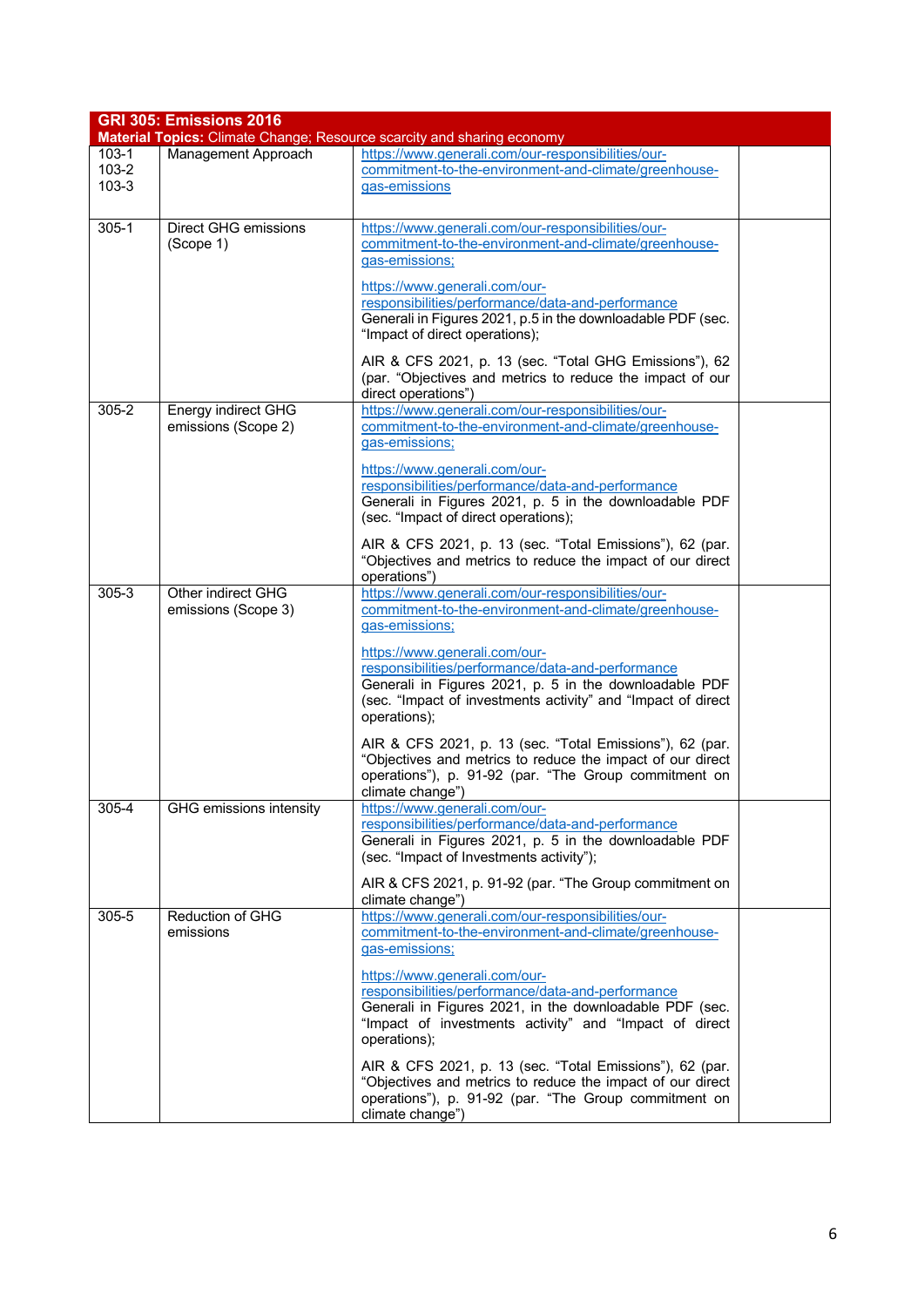| GRI 305: Emissions 2016<br>**Material Topics:** Climate Change; Resource scarcity and sharing economy | | | |
|---|---|---|---|
| 103-1<br>103-2<br>103-3 | Management Approach | https://www.generali.com/our-responsibilities/our-commitment-to-the-environment-and-climate/greenhouse-gas-emissions | |
| 305-1 | Direct GHG emissions (Scope 1) | https://www.generali.com/our-responsibilities/our-commitment-to-the-environment-and-climate/greenhouse-gas-emissions;<br><br>https://www.generali.com/our-responsibilities/performance/data-and-performance Generali in Figures 2021, p.5 in the downloadable PDF (sec. “Impact of direct operations);<br><br>AIR & CFS 2021, p. 13 (sec. “Total GHG Emissions”), 62 (par. “Objectives and metrics to reduce the impact of our direct operations”) | |
| 305-2 | Energy indirect GHG emissions (Scope 2) | https://www.generali.com/our-responsibilities/our-commitment-to-the-environment-and-climate/greenhouse-gas-emissions;<br><br>https://www.generali.com/our-responsibilities/performance/data-and-performance Generali in Figures 2021, p. 5 in the downloadable PDF (sec. “Impact of direct operations);<br><br>AIR & CFS 2021, p. 13 (sec. “Total Emissions”), 62 (par. “Objectives and metrics to reduce the impact of our direct operations”) | |
| 305-3 | Other indirect GHG emissions (Scope 3) | https://www.generali.com/our-responsibilities/our-commitment-to-the-environment-and-climate/greenhouse-gas-emissions;<br><br>https://www.generali.com/our-responsibilities/performance/data-and-performance Generali in Figures 2021, p. 5 in the downloadable PDF (sec. “Impact of investments activity” and “Impact of direct operations);<br><br>AIR & CFS 2021, p. 13 (sec. “Total Emissions”), 62 (par. “Objectives and metrics to reduce the impact of our direct operations”), p. 91-92 (par. “The Group commitment on climate change”) | |
| 305-4 | GHG emissions intensity | https://www.generali.com/our-responsibilities/performance/data-and-performance Generali in Figures 2021, p. 5 in the downloadable PDF (sec. “Impact of Investments activity”);<br><br>AIR & CFS 2021, p. 91-92 (par. “The Group commitment on climate change”) | |
| 305-5 | Reduction of GHG emissions | https://www.generali.com/our-responsibilities/our-commitment-to-the-environment-and-climate/greenhouse-gas-emissions;<br><br>https://www.generali.com/our-responsibilities/performance/data-and-performance Generali in Figures 2021, in the downloadable PDF (sec. “Impact of investments activity” and “Impact of direct operations);<br><br>AIR & CFS 2021, p. 13 (sec. “Total Emissions”), 62 (par. “Objectives and metrics to reduce the impact of our direct operations”), p. 91-92 (par. “The Group commitment on climate change”) | |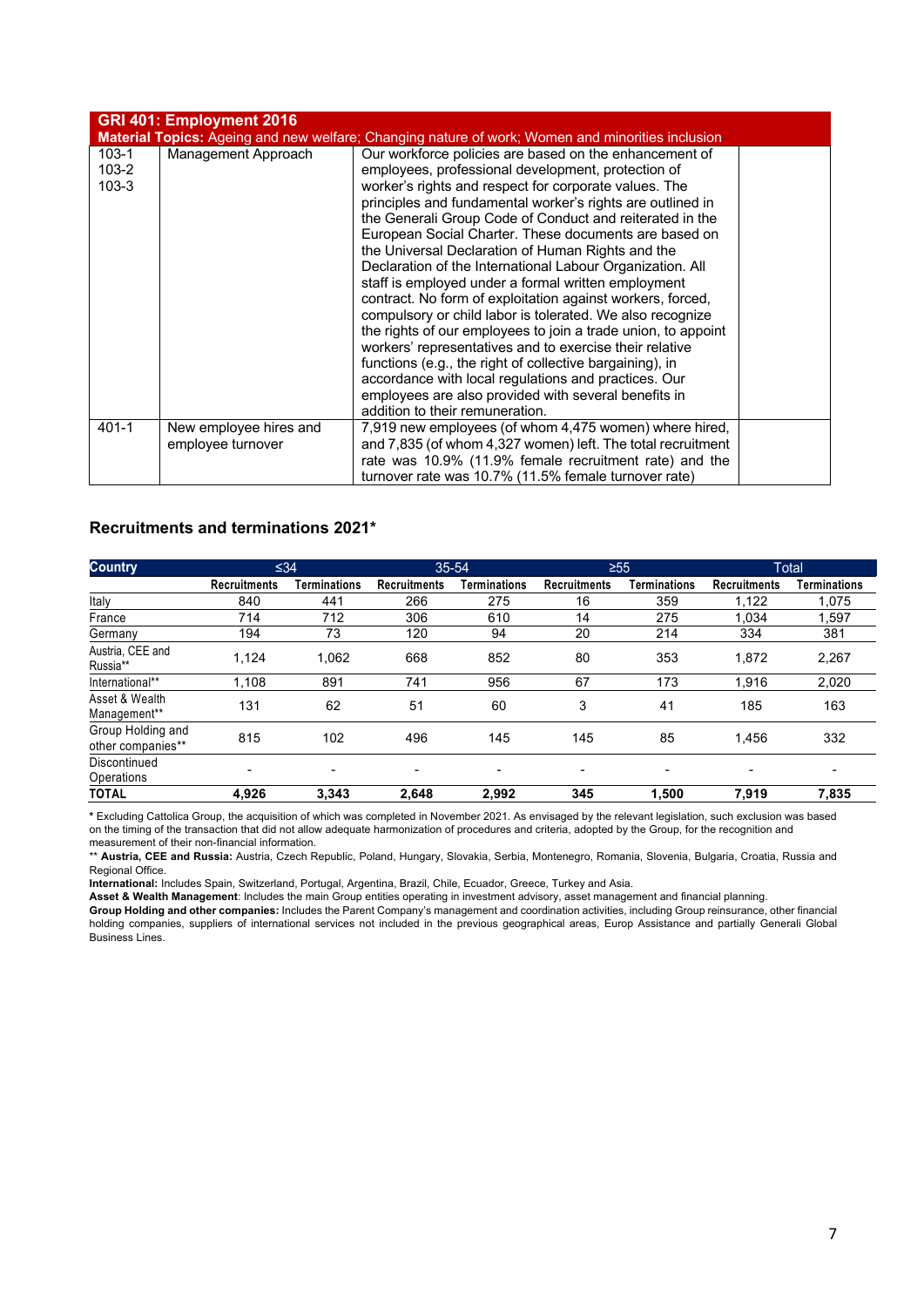| GRI 401: Employment 2016 | | | |
|---|---|---|---|
| **Material Topics:** Ageing and new welfare; Changing nature of work; Women and minorities inclusion | | | |
| 103-1<br>103-2<br>103-3 | Management Approach | Our workforce policies are based on the enhancement of employees, professional development, protection of worker's rights and respect for corporate values. The principles and fundamental worker's rights are outlined in the Generali Group Code of Conduct and reiterated in the European Social Charter. These documents are based on the Universal Declaration of Human Rights and the Declaration of the International Labour Organization. All staff is employed under a formal written employment contract. No form of exploitation against workers, forced, compulsory or child labor is tolerated. We also recognize the rights of our employees to join a trade union, to appoint workers' representatives and to exercise their relative functions (e.g., the right of collective bargaining), in accordance with local regulations and practices. Our employees are also provided with several benefits in addition to their remuneration. | |
| 401-1 | New employee hires and employee turnover | 7,919 new employees (of whom 4,475 women) where hired, and 7,835 (of whom 4,327 women) left. The total recruitment rate was 10.9% (11.9% female recruitment rate) and the turnover rate was 10.7% (11.5% female turnover rate) | |

### Recruitments and terminations 2021*

| Country | ≤34 | | 35-54 | | ≥55 | | Total | |
|---|---|---|---|---|---|---|---|---|
| | Recruitments | Terminations | Recruitments | Terminations | Recruitments | Terminations | Recruitments | Terminations |
| Italy | 840 | 441 | 266 | 275 | 16 | 359 | 1,122 | 1,075 |
| France | 714 | 712 | 306 | 610 | 14 | 275 | 1,034 | 1,597 |
| Germany | 194 | 73 | 120 | 94 | 20 | 214 | 334 | 381 |
| Austria, CEE and Russia** | 1,124 | 1,062 | 668 | 852 | 80 | 353 | 1,872 | 2,267 |
| International** | 1,108 | 891 | 741 | 956 | 67 | 173 | 1,916 | 2,020 |
| Asset & Wealth Management** | 131 | 62 | 51 | 60 | 3 | 41 | 185 | 163 |
| Group Holding and other companies** | 815 | 102 | 496 | 145 | 145 | 85 | 1,456 | 332 |
| Discontinued Operations | - | - | - | - | - | - | - | - |
| **TOTAL** | **4,926** | **3,343** | **2,648** | **2,992** | **345** | **1,500** | **7,919** | **7,835** |

**\*** Excluding Cattolica Group, the acquisition of which was completed in November 2021. As envisaged by the relevant legislation, such exclusion was based on the timing of the transaction that did not allow adequate harmonization of procedures and criteria, adopted by the Group, for the recognition and measurement of their non-financial information.

** **Austria, CEE and Russia:** Austria, Czech Republic, Poland, Hungary, Slovakia, Serbia, Montenegro, Romania, Slovenia, Bulgaria, Croatia, Russia and Regional Office.

**International:** Includes Spain, Switzerland, Portugal, Argentina, Brazil, Chile, Ecuador, Greece, Turkey and Asia.

**Asset & Wealth Management**: Includes the main Group entities operating in investment advisory, asset management and financial planning.

**Group Holding and other companies:** Includes the Parent Company's management and coordination activities, including Group reinsurance, other financial holding companies, suppliers of international services not included in the previous geographical areas, Europ Assistance and partially Generali Global Business Lines.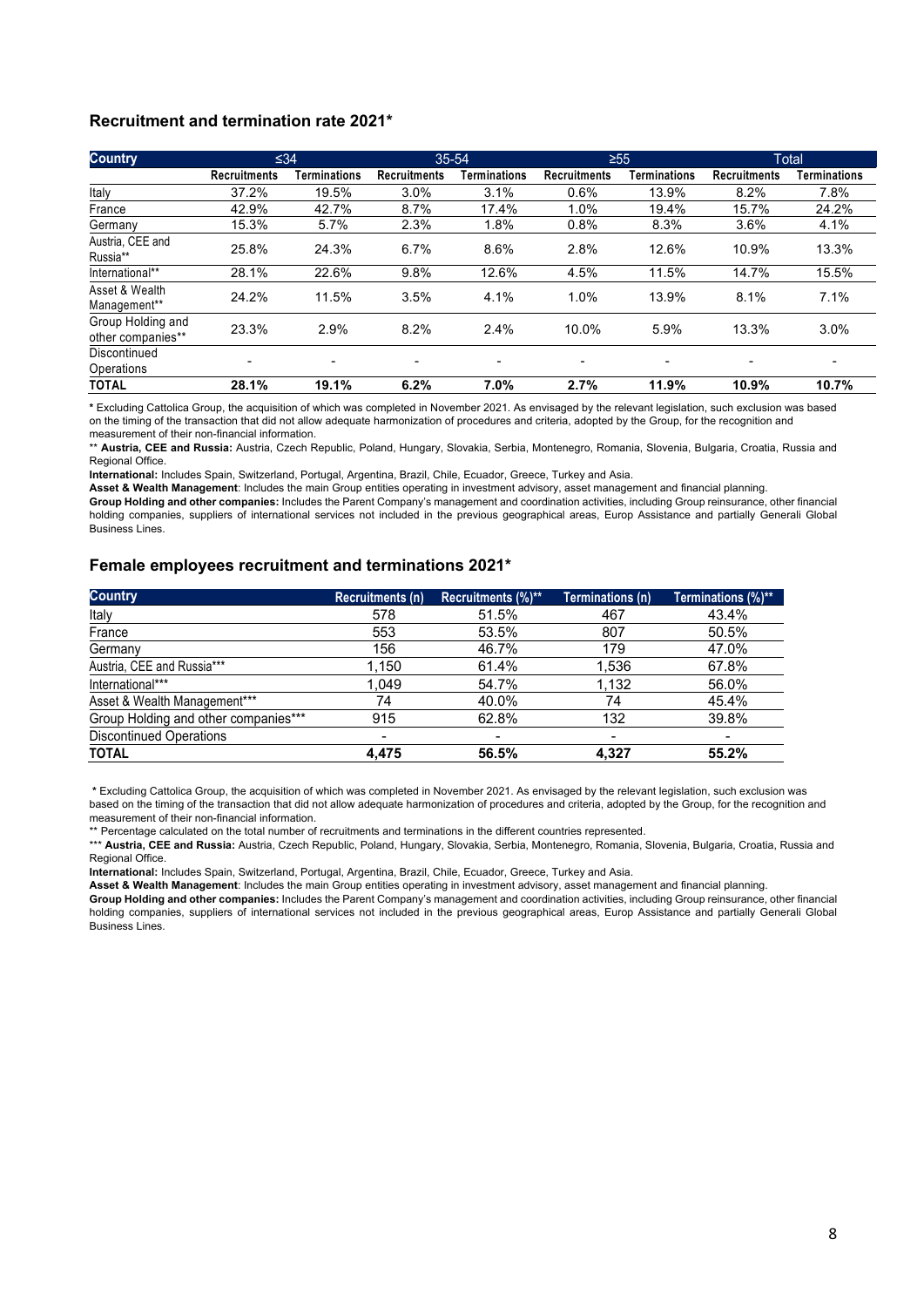### Recruitment and termination rate 2021*

| Country | ≤34 | | 35-54 | | ≥55 | | Total | |
|---|---|---|---|---|---|---|---|---|
| | Recruitments | Terminations | Recruitments | Terminations | Recruitments | Terminations | Recruitments | Terminations |
| Italy | 37.2% | 19.5% | 3.0% | 3.1% | 0.6% | 13.9% | 8.2% | 7.8% |
| France | 42.9% | 42.7% | 8.7% | 17.4% | 1.0% | 19.4% | 15.7% | 24.2% |
| Germany | 15.3% | 5.7% | 2.3% | 1.8% | 0.8% | 8.3% | 3.6% | 4.1% |
| Austria, CEE and Russia** | 25.8% | 24.3% | 6.7% | 8.6% | 2.8% | 12.6% | 10.9% | 13.3% |
| International** | 28.1% | 22.6% | 9.8% | 12.6% | 4.5% | 11.5% | 14.7% | 15.5% |
| Asset & Wealth Management** | 24.2% | 11.5% | 3.5% | 4.1% | 1.0% | 13.9% | 8.1% | 7.1% |
| Group Holding and other companies** | 23.3% | 2.9% | 8.2% | 2.4% | 10.0% | 5.9% | 13.3% | 3.0% |
| Discontinued Operations | - | - | - | - | - | - | - | - |
| **TOTAL** | **28.1%** | **19.1%** | **6.2%** | **7.0%** | **2.7%** | **11.9%** | **10.9%** | **10.7%** |

**\*** Excluding Cattolica Group, the acquisition of which was completed in November 2021. As envisaged by the relevant legislation, such exclusion was based on the timing of the transaction that did not allow adequate harmonization of procedures and criteria, adopted by the Group, for the recognition and measurement of their non-financial information.

** **Austria, CEE and Russia:** Austria, Czech Republic, Poland, Hungary, Slovakia, Serbia, Montenegro, Romania, Slovenia, Bulgaria, Croatia, Russia and Regional Office.

**International:** Includes Spain, Switzerland, Portugal, Argentina, Brazil, Chile, Ecuador, Greece, Turkey and Asia.

**Asset & Wealth Management**: Includes the main Group entities operating in investment advisory, asset management and financial planning.

**Group Holding and other companies:** Includes the Parent Company's management and coordination activities, including Group reinsurance, other financial holding companies, suppliers of international services not included in the previous geographical areas, Europ Assistance and partially Generali Global Business Lines.

### Female employees recruitment and terminations 2021*

| Country | Recruitments (n) | Recruitments (%)** | Terminations (n) | Terminations (%)** |
|---|---|---|---|---|
| Italy | 578 | 51.5% | 467 | 43.4% |
| France | 553 | 53.5% | 807 | 50.5% |
| Germany | 156 | 46.7% | 179 | 47.0% |
| Austria, CEE and Russia*** | 1,150 | 61.4% | 1,536 | 67.8% |
| International*** | 1,049 | 54.7% | 1,132 | 56.0% |
| Asset & Wealth Management*** | 74 | 40.0% | 74 | 45.4% |
| Group Holding and other companies*** | 915 | 62.8% | 132 | 39.8% |
| Discontinued Operations | - | - | - | - |
| **TOTAL** | **4,475** | **56.5%** | **4,327** | **55.2%** |

**\*** Excluding Cattolica Group, the acquisition of which was completed in November 2021. As envisaged by the relevant legislation, such exclusion was based on the timing of the transaction that did not allow adequate harmonization of procedures and criteria, adopted by the Group, for the recognition and measurement of their non-financial information.

** Percentage calculated on the total number of recruitments and terminations in the different countries represented.

*** **Austria, CEE and Russia:** Austria, Czech Republic, Poland, Hungary, Slovakia, Serbia, Montenegro, Romania, Slovenia, Bulgaria, Croatia, Russia and Regional Office.

**International:** Includes Spain, Switzerland, Portugal, Argentina, Brazil, Chile, Ecuador, Greece, Turkey and Asia.

**Asset & Wealth Management**: Includes the main Group entities operating in investment advisory, asset management and financial planning.

**Group Holding and other companies:** Includes the Parent Company's management and coordination activities, including Group reinsurance, other financial holding companies, suppliers of international services not included in the previous geographical areas, Europ Assistance and partially Generali Global Business Lines.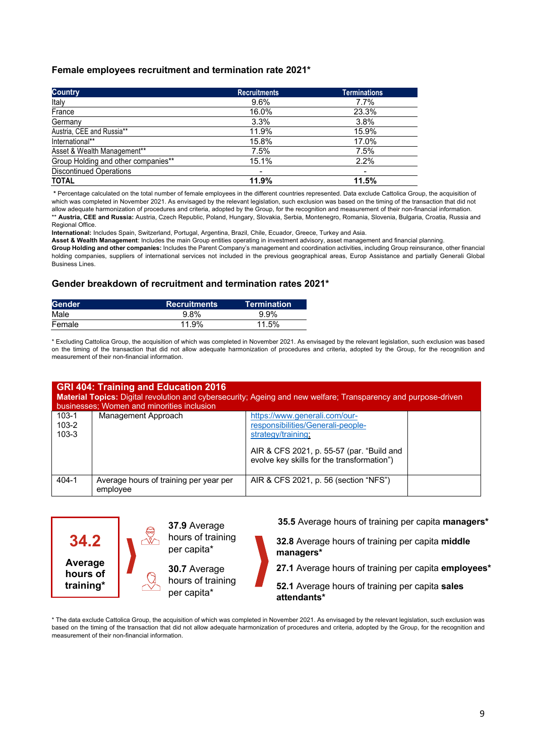### Female employees recruitment and termination rate 2021*

| Country | Recruitments | Terminations |
|---|---|---|
| Italy | 9.6% | 7.7% |
| France | 16.0% | 23.3% |
| Germany | 3.3% | 3.8% |
| Austria, CEE and Russia** | 11.9% | 15.9% |
| International** | 15.8% | 17.0% |
| Asset & Wealth Management** | 7.5% | 7.5% |
| Group Holding and other companies** | 15.1% | 2.2% |
| Discontinued Operations | - | - |
| **TOTAL** | **11.9%** | **11.5%** |

* Percentage calculated on the total number of female employees in the different countries represented. Data exclude Cattolica Group, the acquisition of which was completed in November 2021. As envisaged by the relevant legislation, such exclusion was based on the timing of the transaction that did not allow adequate harmonization of procedures and criteria, adopted by the Group, for the recognition and measurement of their non-financial information.
** **Austria, CEE and Russia:** Austria, Czech Republic, Poland, Hungary, Slovakia, Serbia, Montenegro, Romania, Slovenia, Bulgaria, Croatia, Russia and Regional Office.
**International:** Includes Spain, Switzerland, Portugal, Argentina, Brazil, Chile, Ecuador, Greece, Turkey and Asia.
**Asset & Wealth Management**: Includes the main Group entities operating in investment advisory, asset management and financial planning.
**Group Holding and other companies:** Includes the Parent Company's management and coordination activities, including Group reinsurance, other financial holding companies, suppliers of international services not included in the previous geographical areas, Europ Assistance and partially Generali Global Business Lines.

### Gender breakdown of recruitment and termination rates 2021*

| Gender | Recruitments | Termination |
|---|---|---|
| Male | 9.8% | 9.9% |
| Female | 11.9% | 11.5% |

* Excluding Cattolica Group, the acquisition of which was completed in November 2021. As envisaged by the relevant legislation, such exclusion was based on the timing of the transaction that did not allow adequate harmonization of procedures and criteria, adopted by the Group, for the recognition and measurement of their non-financial information.

| **GRI 404: Training and Education 2016**<br>**Material Topics:** Digital revolution and cybersecurity; Ageing and new welfare; Transparency and purpose-driven businesses; Women and minorities inclusion | | | |
|---|---|---|---|
| 103-1<br>103-2<br>103-3 | Management Approach | https://www.generali.com/our-responsibilities/Generali-people-strategy/training;<br><br>AIR & CFS 2021, p. 55-57 (par. "Build and evolve key skills for the transformation") | |
| 404-1 | Average hours of training per year per employee | AIR & CFS 2021, p. 56 (section "NFS") | |

**34.2** **Average hours of training***

**37.9** Average hours of training per capita*

**30.7** Average hours of training per capita*

**35.5** Average hours of training per capita **managers***

**32.8** Average hours of training per capita **middle managers***

**27.1** Average hours of training per capita **employees***

**52.1** Average hours of training per capita **sales attendants***

* The data exclude Cattolica Group, the acquisition of which was completed in November 2021. As envisaged by the relevant legislation, such exclusion was based on the timing of the transaction that did not allow adequate harmonization of procedures and criteria, adopted by the Group, for the recognition and measurement of their non-financial information.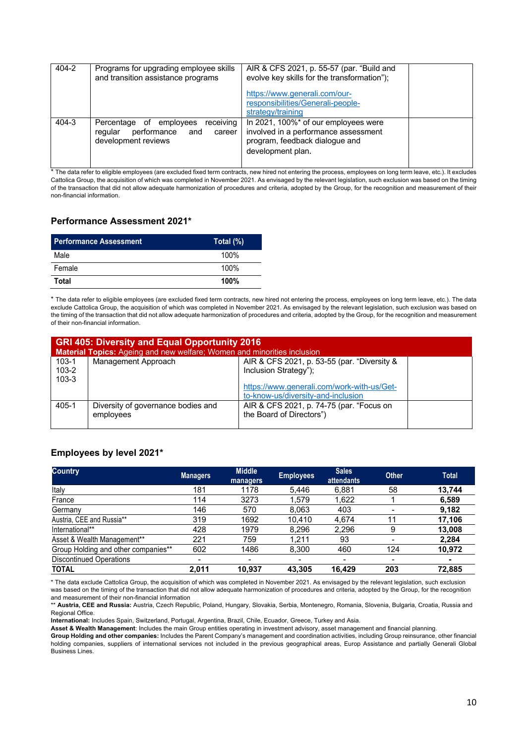| 404-2 | Programs for upgrading employee skills and transition assistance programs | AIR & CFS 2021, p. 55-57 (par. "Build and evolve key skills for the transformation"); https://www.generali.com/our-responsibilities/Generali-people-strategy/training | |
|---|---|---|---|
| 404-3 | Percentage of employees receiving regular performance and career development reviews | In 2021, 100%* of our employees were involved in a performance assessment program, feedback dialogue and development plan. | |

* The data refer to eligible employees (are excluded fixed term contracts, new hired not entering the process, employees on long term leave, etc.). It excludes Cattolica Group, the acquisition of which was completed in November 2021. As envisaged by the relevant legislation, such exclusion was based on the timing of the transaction that did not allow adequate harmonization of procedures and criteria, adopted by the Group, for the recognition and measurement of their non-financial information.

### Performance Assessment 2021*

| Performance Assessment | Total (%) |
|---|---|
| Male | 100% |
| Female | 100% |
| **Total** | **100%** |

* The data refer to eligible employees (are excluded fixed term contracts, new hired not entering the process, employees on long term leave, etc.). The data exclude Cattolica Group, the acquisition of which was completed in November 2021. As envisaged by the relevant legislation, such exclusion was based on the timing of the transaction that did not allow adequate harmonization of procedures and criteria, adopted by the Group, for the recognition and measurement of their non-financial information.

| **GRI 405: Diversity and Equal Opportunity 2016**<br>**Material Topics:** Ageing and new welfare; Women and minorities inclusion | | | |
|---|---|---|---|
| 103-1<br>103-2<br>103-3 | Management Approach | AIR & CFS 2021, p. 53-55 (par. "Diversity & Inclusion Strategy"); https://www.generali.com/work-with-us/Get-to-know-us/diversity-and-inclusion | |
| 405-1 | Diversity of governance bodies and employees | AIR & CFS 2021, p. 74-75 (par. "Focus on the Board of Directors") | |

### Employees by level 2021*

| Country | Managers | Middle managers | Employees | Sales attendants | Other | Total |
|---|---|---|---|---|---|---|
| Italy | 181 | 1178 | 5,446 | 6,881 | 58 | **13,744** |
| France | 114 | 3273 | 1,579 | 1,622 | 1 | **6,589** |
| Germany | 146 | 570 | 8,063 | 403 | - | **9,182** |
| Austria, CEE and Russia** | 319 | 1692 | 10,410 | 4,674 | 11 | **17,106** |
| International** | 428 | 1979 | 8,296 | 2,296 | 9 | **13,008** |
| Asset & Wealth Management** | 221 | 759 | 1,211 | 93 | - | **2,284** |
| Group Holding and other companies** | 602 | 1486 | 8,300 | 460 | 124 | **10,972** |
| Discontinued Operations | - | - | - | - | - | **-** |
| **TOTAL** | **2,011** | **10,937** | **43,305** | **16,429** | **203** | **72,885** |

* The data exclude Cattolica Group, the acquisition of which was completed in November 2021. As envisaged by the relevant legislation, such exclusion was based on the timing of the transaction that did not allow adequate harmonization of procedures and criteria, adopted by the Group, for the recognition and measurement of their non-financial information

** **Austria, CEE and Russia:** Austria, Czech Republic, Poland, Hungary, Slovakia, Serbia, Montenegro, Romania, Slovenia, Bulgaria, Croatia, Russia and Regional Office.

**International:** Includes Spain, Switzerland, Portugal, Argentina, Brazil, Chile, Ecuador, Greece, Turkey and Asia.

**Asset & Wealth Management**: Includes the main Group entities operating in investment advisory, asset management and financial planning.

**Group Holding and other companies:** Includes the Parent Company's management and coordination activities, including Group reinsurance, other financial holding companies, suppliers of international services not included in the previous geographical areas, Europ Assistance and partially Generali Global Business Lines.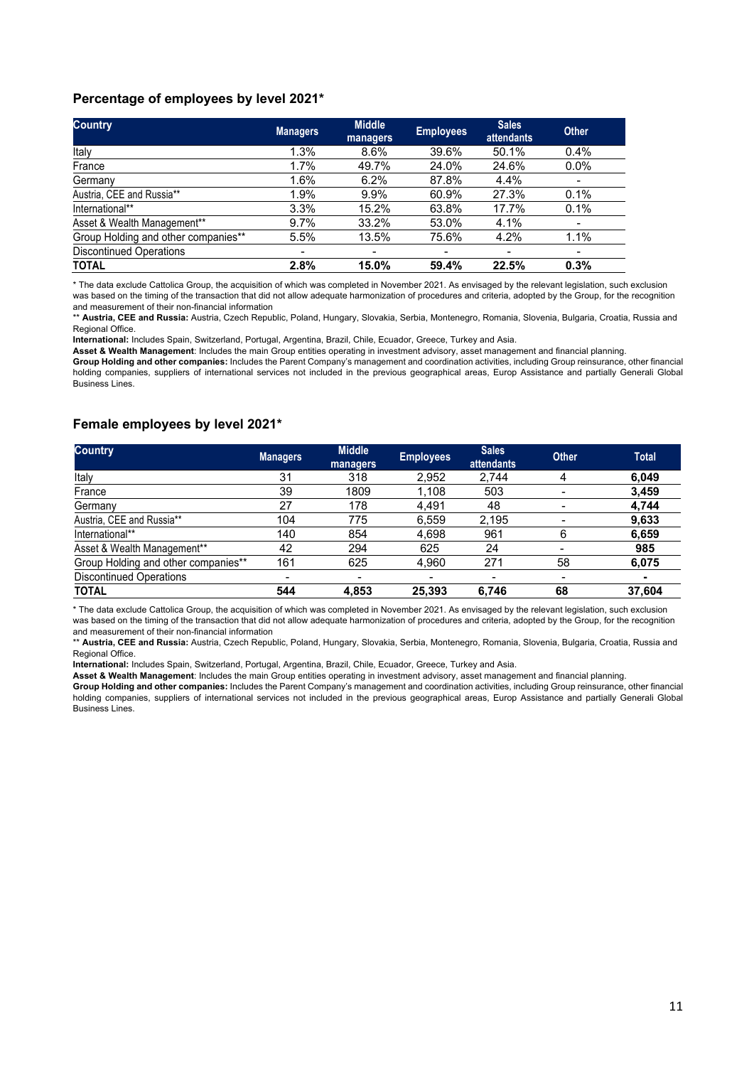### Percentage of employees by level 2021*

| Country | Managers | Middle managers | Employees | Sales attendants | Other |
|---|---|---|---|---|---|
| Italy | 1.3% | 8.6% | 39.6% | 50.1% | 0.4% |
| France | 1.7% | 49.7% | 24.0% | 24.6% | 0.0% |
| Germany | 1.6% | 6.2% | 87.8% | 4.4% | - |
| Austria, CEE and Russia** | 1.9% | 9.9% | 60.9% | 27.3% | 0.1% |
| International** | 3.3% | 15.2% | 63.8% | 17.7% | 0.1% |
| Asset & Wealth Management** | 9.7% | 33.2% | 53.0% | 4.1% | - |
| Group Holding and other companies** | 5.5% | 13.5% | 75.6% | 4.2% | 1.1% |
| Discontinued Operations | - | - | - | - | - |
| **TOTAL** | **2.8%** | **15.0%** | **59.4%** | **22.5%** | **0.3%** |

* The data exclude Cattolica Group, the acquisition of which was completed in November 2021. As envisaged by the relevant legislation, such exclusion was based on the timing of the transaction that did not allow adequate harmonization of procedures and criteria, adopted by the Group, for the recognition and measurement of their non-financial information

** **Austria, CEE and Russia:** Austria, Czech Republic, Poland, Hungary, Slovakia, Serbia, Montenegro, Romania, Slovenia, Bulgaria, Croatia, Russia and Regional Office.

**International:** Includes Spain, Switzerland, Portugal, Argentina, Brazil, Chile, Ecuador, Greece, Turkey and Asia.

**Asset & Wealth Management**: Includes the main Group entities operating in investment advisory, asset management and financial planning.

**Group Holding and other companies:** Includes the Parent Company's management and coordination activities, including Group reinsurance, other financial holding companies, suppliers of international services not included in the previous geographical areas, Europ Assistance and partially Generali Global Business Lines.

### Female employees by level 2021*

| Country | Managers | Middle managers | Employees | Sales attendants | Other | Total |
|---|---|---|---|---|---|---|
| Italy | 31 | 318 | 2,952 | 2,744 | 4 | **6,049** |
| France | 39 | 1809 | 1,108 | 503 | - | **3,459** |
| Germany | 27 | 178 | 4,491 | 48 | - | **4,744** |
| Austria, CEE and Russia** | 104 | 775 | 6,559 | 2,195 | - | **9,633** |
| International** | 140 | 854 | 4,698 | 961 | 6 | **6,659** |
| Asset & Wealth Management** | 42 | 294 | 625 | 24 | - | **985** |
| Group Holding and other companies** | 161 | 625 | 4,960 | 271 | 58 | **6,075** |
| Discontinued Operations | - | - | - | - | - | **-** |
| **TOTAL** | **544** | **4,853** | **25,393** | **6,746** | **68** | **37,604** |

* The data exclude Cattolica Group, the acquisition of which was completed in November 2021. As envisaged by the relevant legislation, such exclusion was based on the timing of the transaction that did not allow adequate harmonization of procedures and criteria, adopted by the Group, for the recognition and measurement of their non-financial information

** **Austria, CEE and Russia:** Austria, Czech Republic, Poland, Hungary, Slovakia, Serbia, Montenegro, Romania, Slovenia, Bulgaria, Croatia, Russia and Regional Office.

**International:** Includes Spain, Switzerland, Portugal, Argentina, Brazil, Chile, Ecuador, Greece, Turkey and Asia.

**Asset & Wealth Management**: Includes the main Group entities operating in investment advisory, asset management and financial planning.

**Group Holding and other companies:** Includes the Parent Company's management and coordination activities, including Group reinsurance, other financial holding companies, suppliers of international services not included in the previous geographical areas, Europ Assistance and partially Generali Global Business Lines.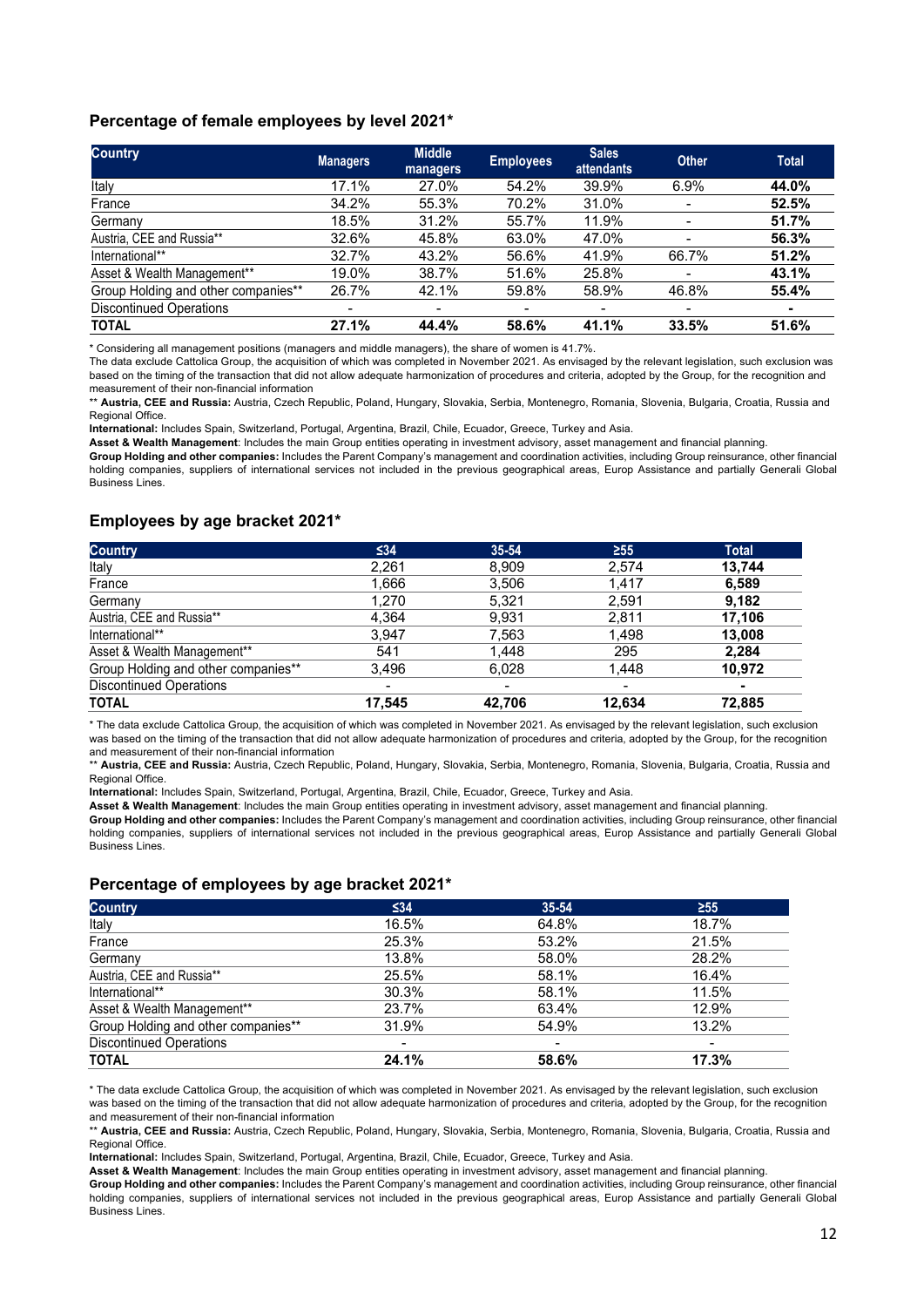### Percentage of female employees by level 2021*

| Country | Managers | Middle managers | Employees | Sales attendants | Other | Total |
|---|---|---|---|---|---|---|
| Italy | 17.1% | 27.0% | 54.2% | 39.9% | 6.9% | **44.0%** |
| France | 34.2% | 55.3% | 70.2% | 31.0% | - | **52.5%** |
| Germany | 18.5% | 31.2% | 55.7% | 11.9% | - | **51.7%** |
| Austria, CEE and Russia** | 32.6% | 45.8% | 63.0% | 47.0% | - | **56.3%** |
| International** | 32.7% | 43.2% | 56.6% | 41.9% | 66.7% | **51.2%** |
| Asset & Wealth Management** | 19.0% | 38.7% | 51.6% | 25.8% | - | **43.1%** |
| Group Holding and other companies** | 26.7% | 42.1% | 59.8% | 58.9% | 46.8% | **55.4%** |
| Discontinued Operations | - | - | - | - | - | **-** |
| **TOTAL** | **27.1%** | **44.4%** | **58.6%** | **41.1%** | **33.5%** | **51.6%** |

\* Considering all management positions (managers and middle managers), the share of women is 41.7%.
The data exclude Cattolica Group, the acquisition of which was completed in November 2021. As envisaged by the relevant legislation, such exclusion was based on the timing of the transaction that did not allow adequate harmonization of procedures and criteria, adopted by the Group, for the recognition and measurement of their non-financial information

\** **Austria, CEE and Russia:** Austria, Czech Republic, Poland, Hungary, Slovakia, Serbia, Montenegro, Romania, Slovenia, Bulgaria, Croatia, Russia and Regional Office.

**International:** Includes Spain, Switzerland, Portugal, Argentina, Brazil, Chile, Ecuador, Greece, Turkey and Asia.

**Asset & Wealth Management**: Includes the main Group entities operating in investment advisory, asset management and financial planning.

**Group Holding and other companies:** Includes the Parent Company's management and coordination activities, including Group reinsurance, other financial holding companies, suppliers of international services not included in the previous geographical areas, Europ Assistance and partially Generali Global Business Lines.

### Employees by age bracket 2021*

| Country | ≤34 | 35-54 | ≥55 | Total |
|---|---|---|---|---|
| Italy | 2,261 | 8,909 | 2,574 | **13,744** |
| France | 1,666 | 3,506 | 1,417 | **6,589** |
| Germany | 1,270 | 5,321 | 2,591 | **9,182** |
| Austria, CEE and Russia** | 4,364 | 9,931 | 2,811 | **17,106** |
| International** | 3,947 | 7,563 | 1,498 | **13,008** |
| Asset & Wealth Management** | 541 | 1,448 | 295 | **2,284** |
| Group Holding and other companies** | 3,496 | 6,028 | 1,448 | **10,972** |
| Discontinued Operations | - | - | - | **-** |
| **TOTAL** | **17,545** | **42,706** | **12,634** | **72,885** |

\* The data exclude Cattolica Group, the acquisition of which was completed in November 2021. As envisaged by the relevant legislation, such exclusion was based on the timing of the transaction that did not allow adequate harmonization of procedures and criteria, adopted by the Group, for the recognition and measurement of their non-financial information

\** **Austria, CEE and Russia:** Austria, Czech Republic, Poland, Hungary, Slovakia, Serbia, Montenegro, Romania, Slovenia, Bulgaria, Croatia, Russia and Regional Office.

**International:** Includes Spain, Switzerland, Portugal, Argentina, Brazil, Chile, Ecuador, Greece, Turkey and Asia.

**Asset & Wealth Management**: Includes the main Group entities operating in investment advisory, asset management and financial planning.

**Group Holding and other companies:** Includes the Parent Company's management and coordination activities, including Group reinsurance, other financial holding companies, suppliers of international services not included in the previous geographical areas, Europ Assistance and partially Generali Global Business Lines.

### Percentage of employees by age bracket 2021*

| Country | ≤34 | 35-54 | ≥55 |
|---|---|---|---|
| Italy | 16.5% | 64.8% | 18.7% |
| France | 25.3% | 53.2% | 21.5% |
| Germany | 13.8% | 58.0% | 28.2% |
| Austria, CEE and Russia** | 25.5% | 58.1% | 16.4% |
| International** | 30.3% | 58.1% | 11.5% |
| Asset & Wealth Management** | 23.7% | 63.4% | 12.9% |
| Group Holding and other companies** | 31.9% | 54.9% | 13.2% |
| Discontinued Operations | - | - | - |
| **TOTAL** | **24.1%** | **58.6%** | **17.3%** |

\* The data exclude Cattolica Group, the acquisition of which was completed in November 2021. As envisaged by the relevant legislation, such exclusion was based on the timing of the transaction that did not allow adequate harmonization of procedures and criteria, adopted by the Group, for the recognition and measurement of their non-financial information

\** **Austria, CEE and Russia:** Austria, Czech Republic, Poland, Hungary, Slovakia, Serbia, Montenegro, Romania, Slovenia, Bulgaria, Croatia, Russia and Regional Office.

**International:** Includes Spain, Switzerland, Portugal, Argentina, Brazil, Chile, Ecuador, Greece, Turkey and Asia.

**Asset & Wealth Management**: Includes the main Group entities operating in investment advisory, asset management and financial planning.

**Group Holding and other companies:** Includes the Parent Company's management and coordination activities, including Group reinsurance, other financial holding companies, suppliers of international services not included in the previous geographical areas, Europ Assistance and partially Generali Global Business Lines.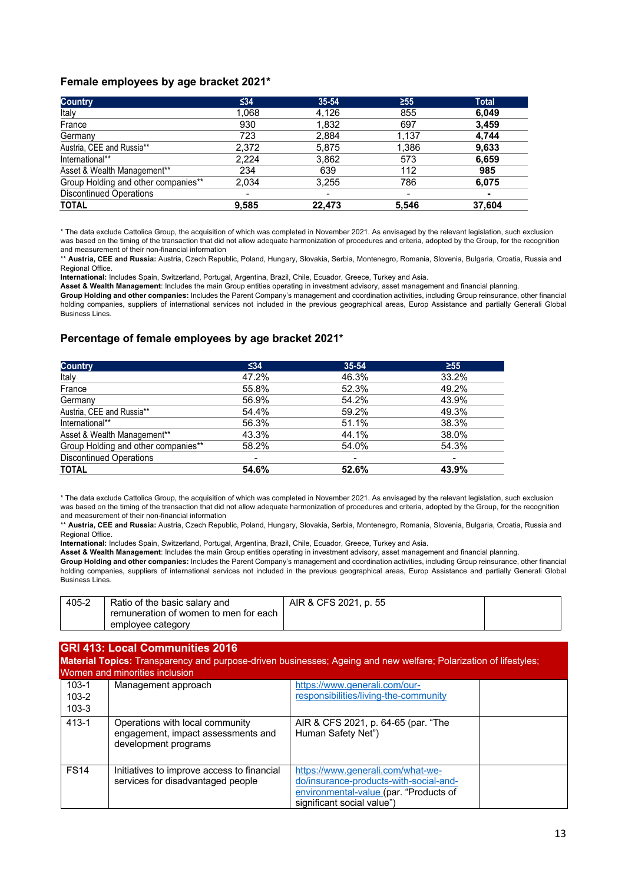### Female employees by age bracket 2021*

| Country | ≤34 | 35-54 | ≥55 | Total |
|---|---|---|---|---|
| Italy | 1,068 | 4,126 | 855 | **6,049** |
| France | 930 | 1,832 | 697 | **3,459** |
| Germany | 723 | 2,884 | 1,137 | **4,744** |
| Austria, CEE and Russia** | 2,372 | 5,875 | 1,386 | **9,633** |
| International** | 2,224 | 3,862 | 573 | **6,659** |
| Asset & Wealth Management** | 234 | 639 | 112 | **985** |
| Group Holding and other companies** | 2,034 | 3,255 | 786 | **6,075** |
| Discontinued Operations | - | - | - | **-** |
| **TOTAL** | **9,585** | **22,473** | **5,546** | **37,604** |

* The data exclude Cattolica Group, the acquisition of which was completed in November 2021. As envisaged by the relevant legislation, such exclusion was based on the timing of the transaction that did not allow adequate harmonization of procedures and criteria, adopted by the Group, for the recognition and measurement of their non-financial information

** **Austria, CEE and Russia:** Austria, Czech Republic, Poland, Hungary, Slovakia, Serbia, Montenegro, Romania, Slovenia, Bulgaria, Croatia, Russia and Regional Office.

**International:** Includes Spain, Switzerland, Portugal, Argentina, Brazil, Chile, Ecuador, Greece, Turkey and Asia.

**Asset & Wealth Management**: Includes the main Group entities operating in investment advisory, asset management and financial planning.

**Group Holding and other companies:** Includes the Parent Company's management and coordination activities, including Group reinsurance, other financial holding companies, suppliers of international services not included in the previous geographical areas, Europ Assistance and partially Generali Global Business Lines.

### Percentage of female employees by age bracket 2021*

| Country | ≤34 | 35-54 | ≥55 |
|---|---|---|---|
| Italy | 47.2% | 46.3% | 33.2% |
| France | 55.8% | 52.3% | 49.2% |
| Germany | 56.9% | 54.2% | 43.9% |
| Austria, CEE and Russia** | 54.4% | 59.2% | 49.3% |
| International** | 56.3% | 51.1% | 38.3% |
| Asset & Wealth Management** | 43.3% | 44.1% | 38.0% |
| Group Holding and other companies** | 58.2% | 54.0% | 54.3% |
| Discontinued Operations | - | - | - |
| **TOTAL** | **54.6%** | **52.6%** | **43.9%** |

* The data exclude Cattolica Group, the acquisition of which was completed in November 2021. As envisaged by the relevant legislation, such exclusion was based on the timing of the transaction that did not allow adequate harmonization of procedures and criteria, adopted by the Group, for the recognition and measurement of their non-financial information

** **Austria, CEE and Russia:** Austria, Czech Republic, Poland, Hungary, Slovakia, Serbia, Montenegro, Romania, Slovenia, Bulgaria, Croatia, Russia and Regional Office.

**International:** Includes Spain, Switzerland, Portugal, Argentina, Brazil, Chile, Ecuador, Greece, Turkey and Asia.

**Asset & Wealth Management**: Includes the main Group entities operating in investment advisory, asset management and financial planning.

**Group Holding and other companies:** Includes the Parent Company's management and coordination activities, including Group reinsurance, other financial holding companies, suppliers of international services not included in the previous geographical areas, Europ Assistance and partially Generali Global Business Lines.

| | | | |
|---|---|---|---|
| 405-2 | Ratio of the basic salary and remuneration of women to men for each employee category | AIR & CFS 2021, p. 55 | |

| **GRI 413: Local Communities 2016**<br>**Material Topics:** Transparency and purpose-driven businesses; Ageing and new welfare; Polarization of lifestyles; Women and minorities inclusion | | | |
|---|---|---|---|
| 103-1<br>103-2<br>103-3 | Management approach | https://www.generali.com/our-responsibilities/living-the-community | |
| 413-1 | Operations with local community engagement, impact assessments and development programs | AIR & CFS 2021, p. 64-65 (par. "The Human Safety Net") | |
| FS14 | Initiatives to improve access to financial services for disadvantaged people | https://www.generali.com/what-we-do/insurance-products-with-social-and-environmental-value (par. "Products of significant social value") | |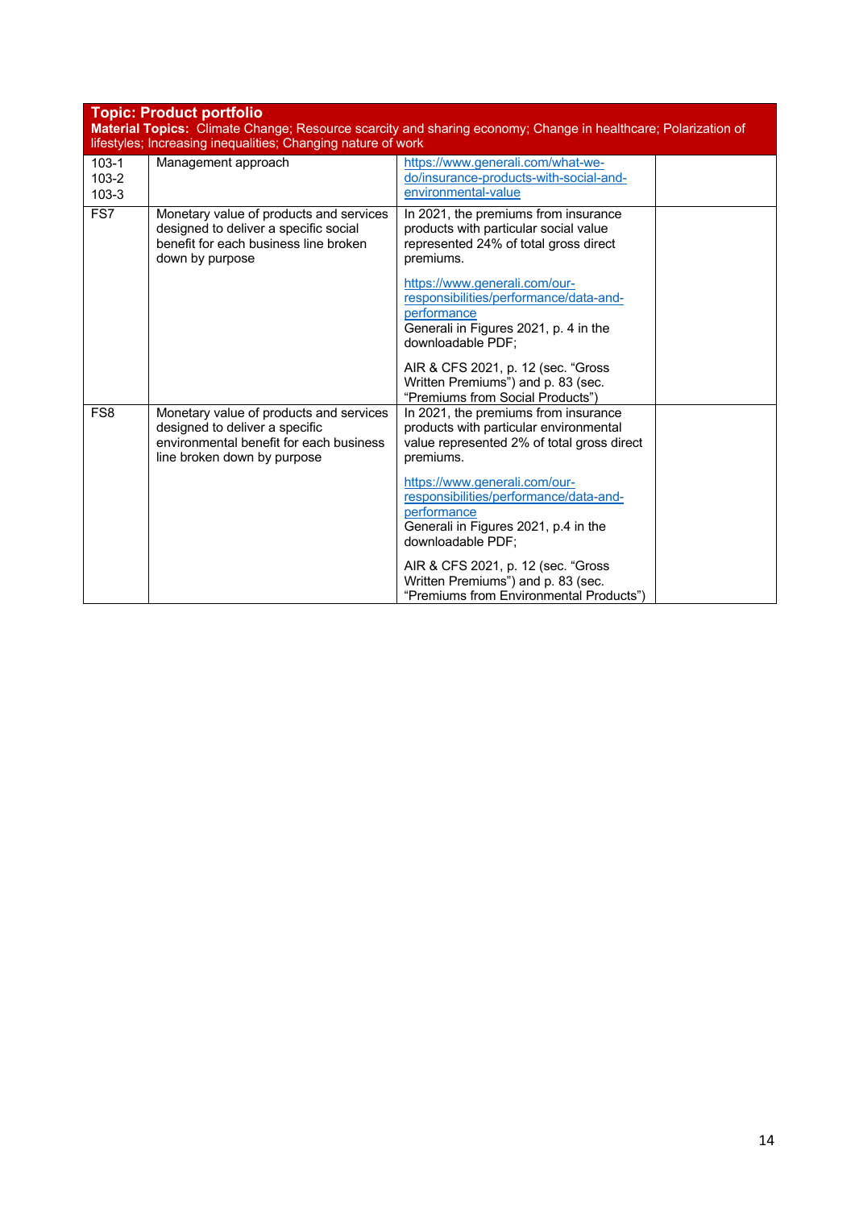| Topic: Product portfolio<br>**Material Topics:** Climate Change; Resource scarcity and sharing economy; Change in healthcare; Polarization of lifestyles; Increasing inequalities; Changing nature of work | | | |
|---|---|---|---|
| 103-1<br>103-2<br>103-3 | Management approach | https://www.generali.com/what-we-do/insurance-products-with-social-and-environmental-value | |
| FS7 | Monetary value of products and services designed to deliver a specific social benefit for each business line broken down by purpose | In 2021, the premiums from insurance products with particular social value represented 24% of total gross direct premiums.<br><br>https://www.generali.com/our-responsibilities/performance/data-and-performance<br>Generali in Figures 2021, p. 4 in the downloadable PDF;<br><br>AIR & CFS 2021, p. 12 (sec. "Gross Written Premiums") and p. 83 (sec. "Premiums from Social Products") | |
| FS8 | Monetary value of products and services designed to deliver a specific environmental benefit for each business line broken down by purpose | In 2021, the premiums from insurance products with particular environmental value represented 2% of total gross direct premiums.<br><br>https://www.generali.com/our-responsibilities/performance/data-and-performance<br>Generali in Figures 2021, p.4 in the downloadable PDF;<br><br>AIR & CFS 2021, p. 12 (sec. "Gross Written Premiums") and p. 83 (sec. "Premiums from Environmental Products") | |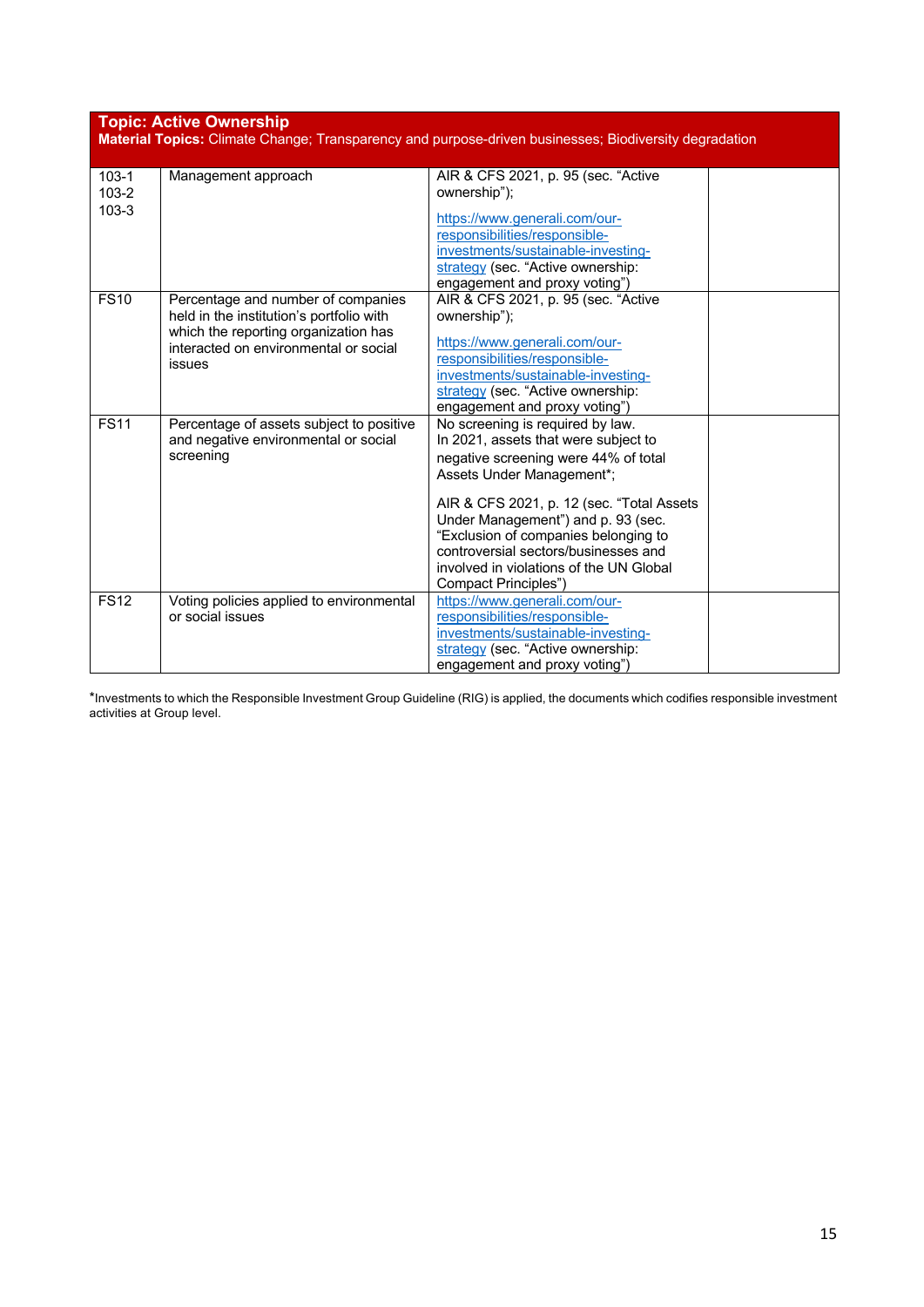| **Topic: Active Ownership**<br>**Material Topics:** Climate Change; Transparency and purpose-driven businesses; Biodiversity degradation | | | |
|---|---|---|---|
| 103-1<br>103-2<br>103-3 | Management approach | AIR & CFS 2021, p. 95 (sec. "Active ownership");<br><br>https://www.generali.com/our-responsibilities/responsible-investments/sustainable-investing-strategy (sec. "Active ownership: engagement and proxy voting") | |
| FS10 | Percentage and number of companies held in the institution's portfolio with which the reporting organization has interacted on environmental or social issues | AIR & CFS 2021, p. 95 (sec. "Active ownership");<br><br>https://www.generali.com/our-responsibilities/responsible-investments/sustainable-investing-strategy (sec. "Active ownership: engagement and proxy voting") | |
| FS11 | Percentage of assets subject to positive and negative environmental or social screening | No screening is required by law.<br>In 2021, assets that were subject to negative screening were 44% of total Assets Under Management*;<br><br>AIR & CFS 2021, p. 12 (sec. "Total Assets Under Management") and p. 93 (sec. "Exclusion of companies belonging to controversial sectors/businesses and involved in violations of the UN Global Compact Principles") | |
| FS12 | Voting policies applied to environmental or social issues | https://www.generali.com/our-responsibilities/responsible-investments/sustainable-investing-strategy (sec. "Active ownership: engagement and proxy voting") | |

*Investments to which the Responsible Investment Group Guideline (RIG) is applied, the documents which codifies responsible investment activities at Group level.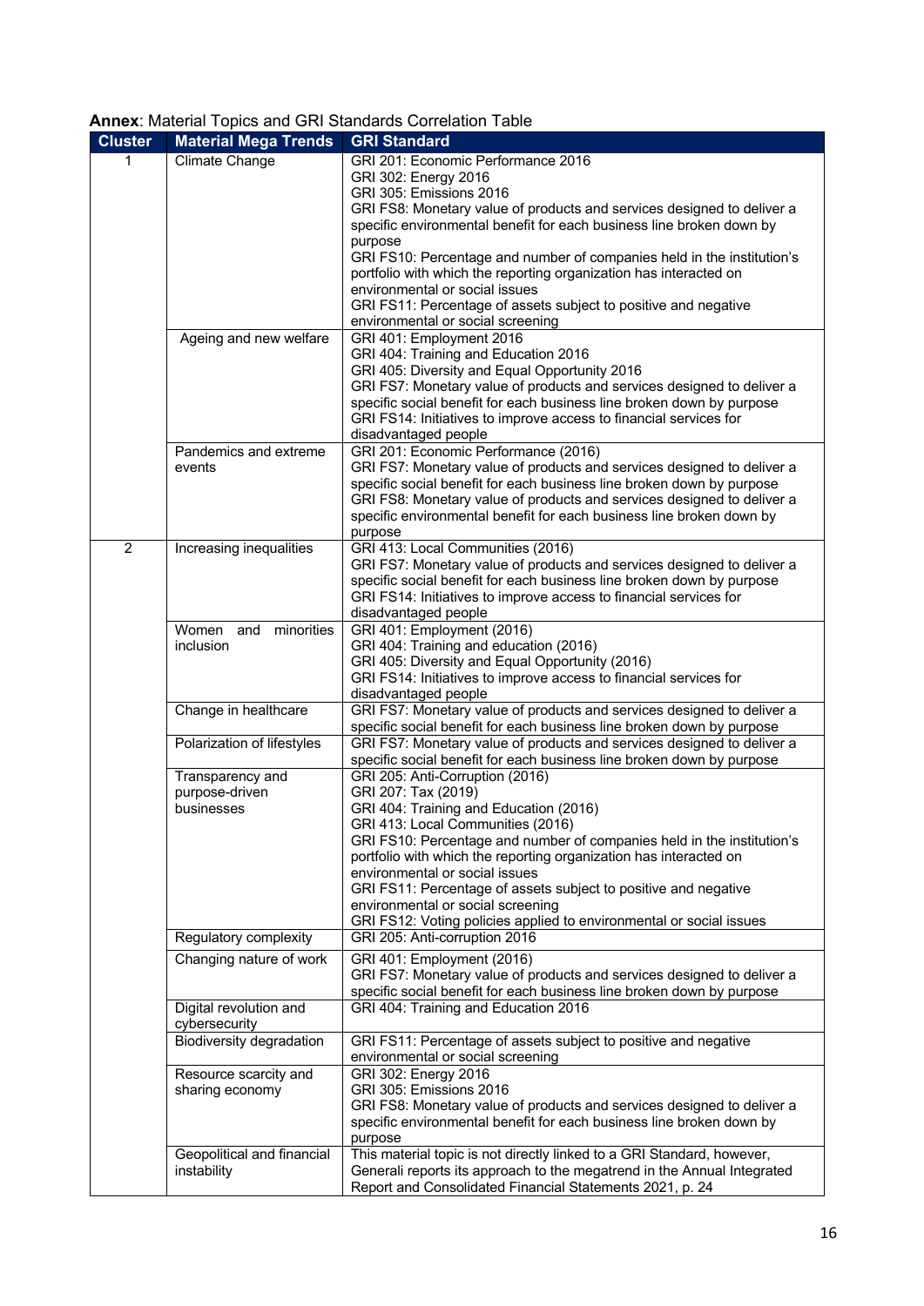**Annex**: Material Topics and GRI Standards Correlation Table

| Cluster | Material Mega Trends | GRI Standard |
|---|---|---|
| 1 | Climate Change | GRI 201: Economic Performance 2016<br>GRI 302: Energy 2016<br>GRI 305: Emissions 2016<br>GRI FS8: Monetary value of products and services designed to deliver a specific environmental benefit for each business line broken down by purpose<br>GRI FS10: Percentage and number of companies held in the institution's portfolio with which the reporting organization has interacted on environmental or social issues<br>GRI FS11: Percentage of assets subject to positive and negative environmental or social screening |
| | Ageing and new welfare | GRI 401: Employment 2016<br>GRI 404: Training and Education 2016<br>GRI 405: Diversity and Equal Opportunity 2016<br>GRI FS7: Monetary value of products and services designed to deliver a specific social benefit for each business line broken down by purpose<br>GRI FS14: Initiatives to improve access to financial services for disadvantaged people |
| | Pandemics and extreme events | GRI 201: Economic Performance (2016)<br>GRI FS7: Monetary value of products and services designed to deliver a specific social benefit for each business line broken down by purpose<br>GRI FS8: Monetary value of products and services designed to deliver a specific environmental benefit for each business line broken down by purpose |
| 2 | Increasing inequalities | GRI 413: Local Communities (2016)<br>GRI FS7: Monetary value of products and services designed to deliver a specific social benefit for each business line broken down by purpose<br>GRI FS14: Initiatives to improve access to financial services for disadvantaged people |
| | Women and minorities inclusion | GRI 401: Employment (2016)<br>GRI 404: Training and education (2016)<br>GRI 405: Diversity and Equal Opportunity (2016)<br>GRI FS14: Initiatives to improve access to financial services for disadvantaged people |
| | Change in healthcare | GRI FS7: Monetary value of products and services designed to deliver a specific social benefit for each business line broken down by purpose |
| | Polarization of lifestyles | GRI FS7: Monetary value of products and services designed to deliver a specific social benefit for each business line broken down by purpose |
| | Transparency and purpose-driven businesses | GRI 205: Anti-Corruption (2016)<br>GRI 207: Tax (2019)<br>GRI 404: Training and Education (2016)<br>GRI 413: Local Communities (2016)<br>GRI FS10: Percentage and number of companies held in the institution's portfolio with which the reporting organization has interacted on environmental or social issues<br>GRI FS11: Percentage of assets subject to positive and negative environmental or social screening<br>GRI FS12: Voting policies applied to environmental or social issues |
| | Regulatory complexity | GRI 205: Anti-corruption 2016 |
| | Changing nature of work | GRI 401: Employment (2016)<br>GRI FS7: Monetary value of products and services designed to deliver a specific social benefit for each business line broken down by purpose |
| | Digital revolution and cybersecurity | GRI 404: Training and Education 2016 |
| | Biodiversity degradation | GRI FS11: Percentage of assets subject to positive and negative environmental or social screening |
| | Resource scarcity and sharing economy | GRI 302: Energy 2016<br>GRI 305: Emissions 2016<br>GRI FS8: Monetary value of products and services designed to deliver a specific environmental benefit for each business line broken down by purpose |
| | Geopolitical and financial instability | This material topic is not directly linked to a GRI Standard, however, Generali reports its approach to the megatrend in the Annual Integrated Report and Consolidated Financial Statements 2021, p. 24 |